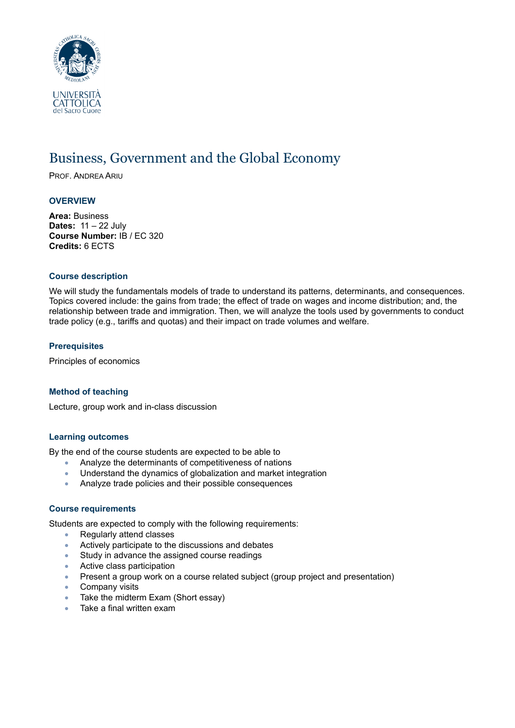UNIVERSITÀ CATTOLICA del Sacro Cuore

# Business, Government and the Global Economy

PROF. ANDREA ARIU

## OVERVIEW

**Area:** Business
**Dates:** 11 – 22 July
**Course Number:** IB / EC 320
**Credits:** 6 ECTS

### Course description

We will study the fundamentals models of trade to understand its patterns, determinants, and consequences. Topics covered include: the gains from trade; the effect of trade on wages and income distribution; and, the relationship between trade and immigration. Then, we will analyze the tools used by governments to conduct trade policy (e.g., tariffs and quotas) and their impact on trade volumes and welfare.

### Prerequisites

Principles of economics

### Method of teaching

Lecture, group work and in-class discussion

### Learning outcomes

By the end of the course students are expected to be able to

- Analyze the determinants of competitiveness of nations
- Understand the dynamics of globalization and market integration
- Analyze trade policies and their possible consequences

### Course requirements

Students are expected to comply with the following requirements:

- Regularly attend classes
- Actively participate to the discussions and debates
- Study in advance the assigned course readings
- Active class participation
- Present a group work on a course related subject (group project and presentation)
- Company visits
- Take the midterm Exam (Short essay)
- Take a final written exam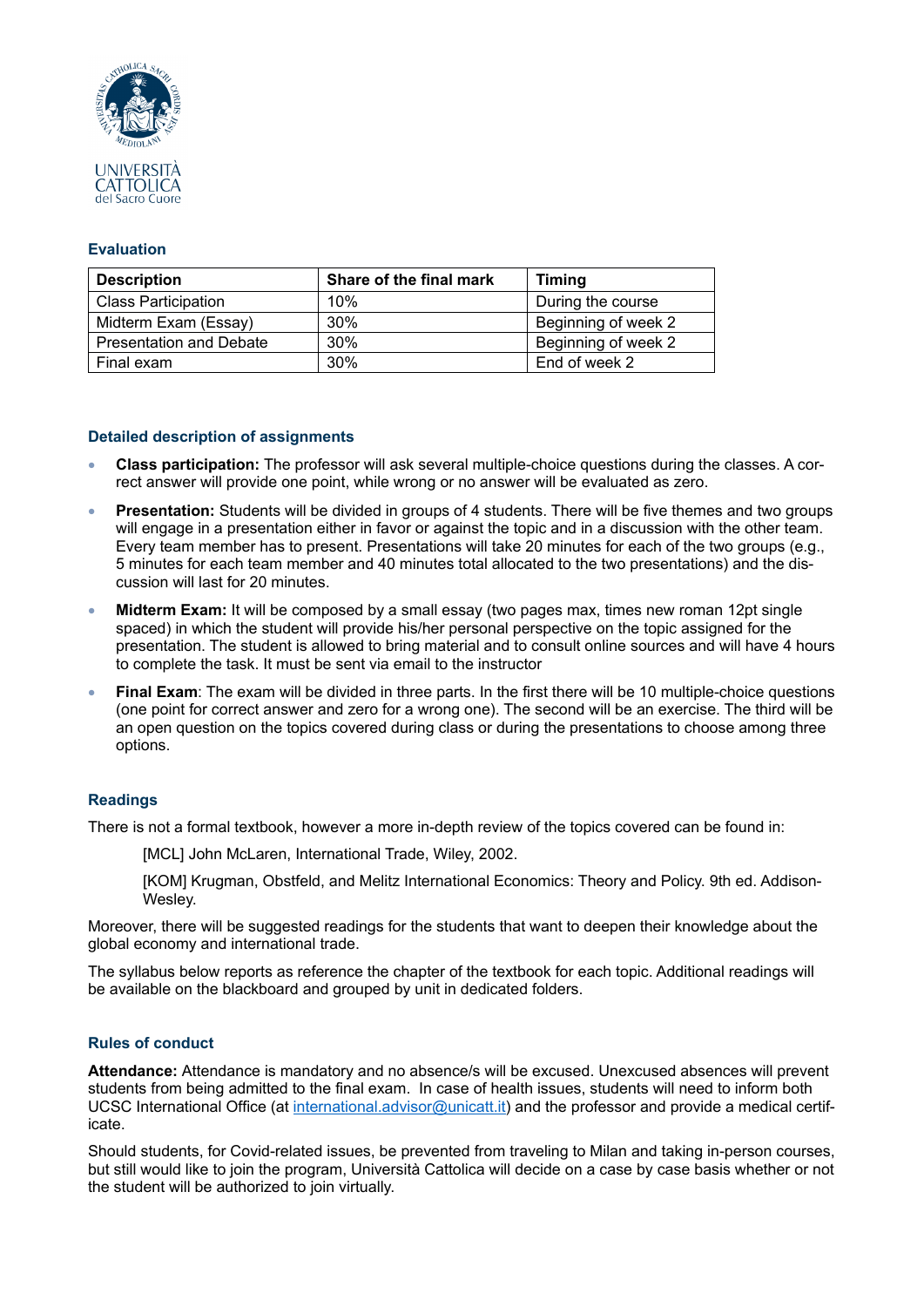## Evaluation

| Description | Share of the final mark | Timing |
|---|---|---|
| Class Participation | 10% | During the course |
| Midterm Exam (Essay) | 30% | Beginning of week 2 |
| Presentation and Debate | 30% | Beginning of week 2 |
| Final exam | 30% | End of week 2 |

## Detailed description of assignments

- **Class participation:** The professor will ask several multiple-choice questions during the classes. A correct answer will provide one point, while wrong or no answer will be evaluated as zero.
- **Presentation:** Students will be divided in groups of 4 students. There will be five themes and two groups will engage in a presentation either in favor or against the topic and in a discussion with the other team. Every team member has to present. Presentations will take 20 minutes for each of the two groups (e.g., 5 minutes for each team member and 40 minutes total allocated to the two presentations) and the discussion will last for 20 minutes.
- **Midterm Exam:** It will be composed by a small essay (two pages max, times new roman 12pt single spaced) in which the student will provide his/her personal perspective on the topic assigned for the presentation. The student is allowed to bring material and to consult online sources and will have 4 hours to complete the task. It must be sent via email to the instructor
- **Final Exam**: The exam will be divided in three parts. In the first there will be 10 multiple-choice questions (one point for correct answer and zero for a wrong one). The second will be an exercise. The third will be an open question on the topics covered during class or during the presentations to choose among three options.

## Readings

There is not a formal textbook, however a more in-depth review of the topics covered can be found in:

[MCL] John McLaren, International Trade, Wiley, 2002.

[KOM] Krugman, Obstfeld, and Melitz International Economics: Theory and Policy. 9th ed. Addison-Wesley.

Moreover, there will be suggested readings for the students that want to deepen their knowledge about the global economy and international trade.

The syllabus below reports as reference the chapter of the textbook for each topic. Additional readings will be available on the blackboard and grouped by unit in dedicated folders.

## Rules of conduct

**Attendance:** Attendance is mandatory and no absence/s will be excused. Unexcused absences will prevent students from being admitted to the final exam. In case of health issues, students will need to inform both UCSC International Office (at international.advisor@unicatt.it) and the professor and provide a medical certificate.

Should students, for Covid-related issues, be prevented from traveling to Milan and taking in-person courses, but still would like to join the program, Università Cattolica will decide on a case by case basis whether or not the student will be authorized to join virtually.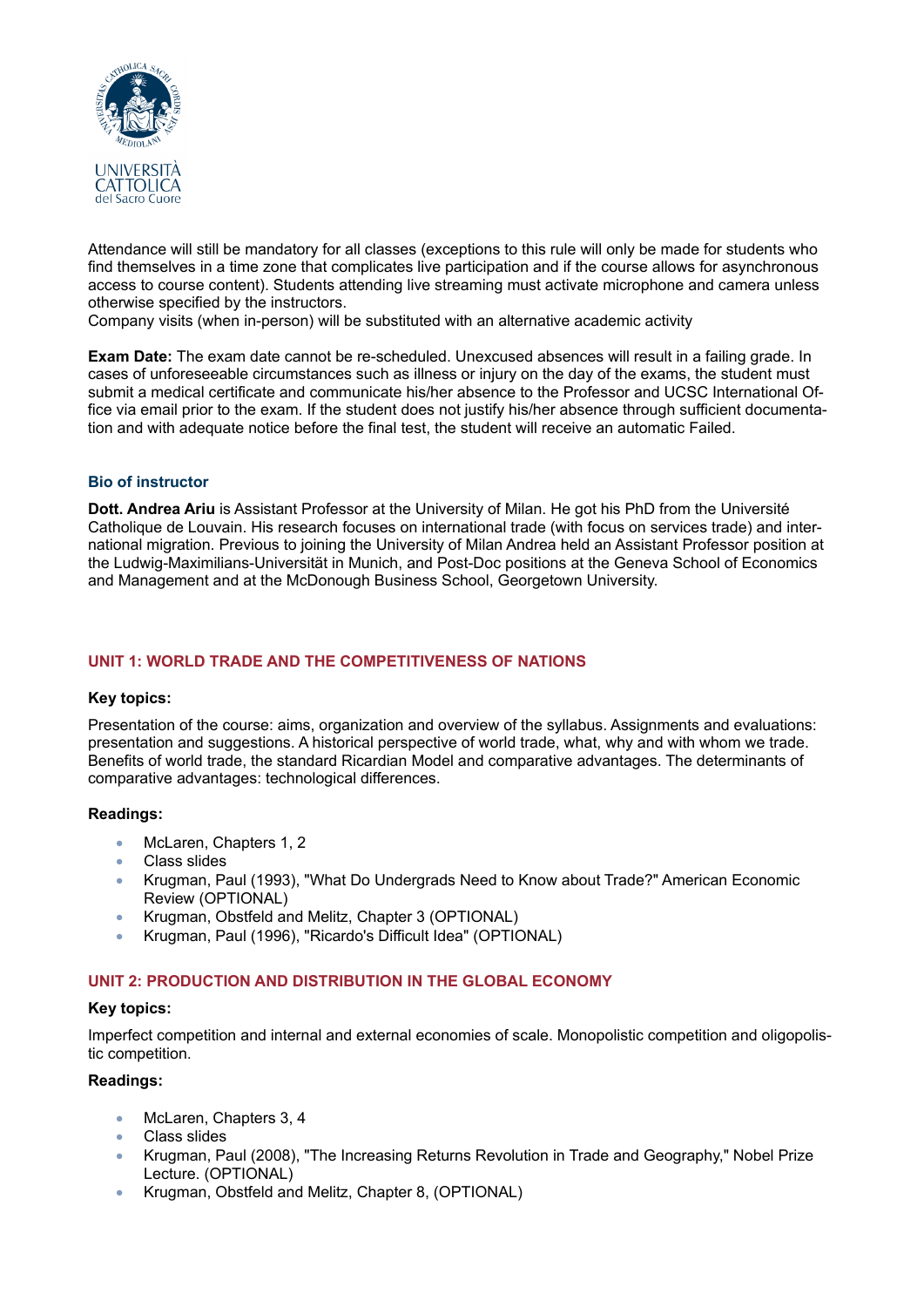Attendance will still be mandatory for all classes (exceptions to this rule will only be made for students who find themselves in a time zone that complicates live participation and if the course allows for asynchronous access to course content). Students attending live streaming must activate microphone and camera unless otherwise specified by the instructors.
Company visits (when in-person) will be substituted with an alternative academic activity

**Exam Date:** The exam date cannot be re-scheduled. Unexcused absences will result in a failing grade. In cases of unforeseeable circumstances such as illness or injury on the day of the exams, the student must submit a medical certificate and communicate his/her absence to the Professor and UCSC International Office via email prior to the exam. If the student does not justify his/her absence through sufficient documentation and with adequate notice before the final test, the student will receive an automatic Failed.

### Bio of instructor

**Dott. Andrea Ariu** is Assistant Professor at the University of Milan. He got his PhD from the Université Catholique de Louvain. His research focuses on international trade (with focus on services trade) and international migration. Previous to joining the University of Milan Andrea held an Assistant Professor position at the Ludwig-Maximilians-Universität in Munich, and Post-Doc positions at the Geneva School of Economics and Management and at the McDonough Business School, Georgetown University.

### UNIT 1: WORLD TRADE AND THE COMPETITIVENESS OF NATIONS

**Key topics:**

Presentation of the course: aims, organization and overview of the syllabus. Assignments and evaluations: presentation and suggestions. A historical perspective of world trade, what, why and with whom we trade. Benefits of world trade, the standard Ricardian Model and comparative advantages. The determinants of comparative advantages: technological differences.

**Readings:**

- McLaren, Chapters 1, 2
- Class slides
- Krugman, Paul (1993), "What Do Undergrads Need to Know about Trade?" American Economic Review (OPTIONAL)
- Krugman, Obstfeld and Melitz, Chapter 3 (OPTIONAL)
- Krugman, Paul (1996), "Ricardo's Difficult Idea" (OPTIONAL)

### UNIT 2: PRODUCTION AND DISTRIBUTION IN THE GLOBAL ECONOMY

**Key topics:**

Imperfect competition and internal and external economies of scale. Monopolistic competition and oligopolistic competition.

**Readings:**

- McLaren, Chapters 3, 4
- Class slides
- Krugman, Paul (2008), "The Increasing Returns Revolution in Trade and Geography," Nobel Prize Lecture. (OPTIONAL)
- Krugman, Obstfeld and Melitz, Chapter 8, (OPTIONAL)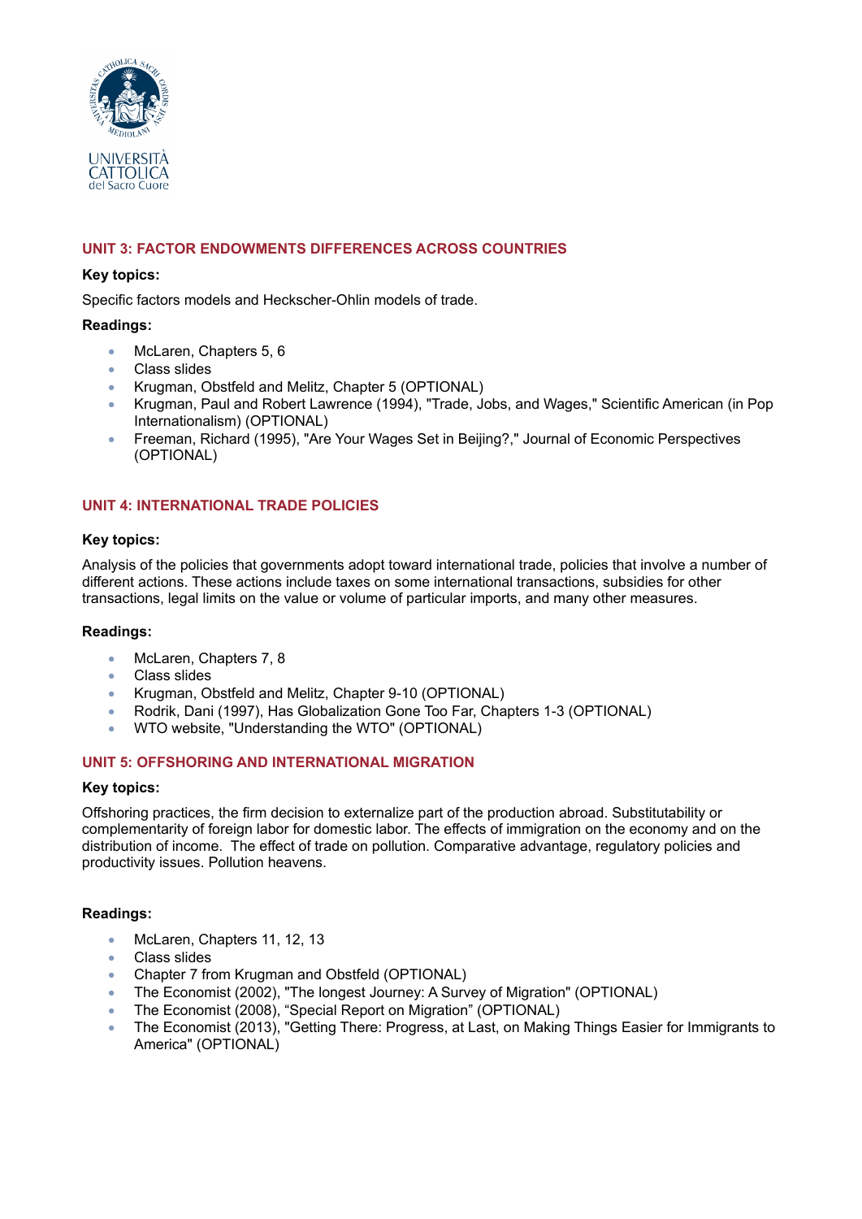## UNIT 3: FACTOR ENDOWMENTS DIFFERENCES ACROSS COUNTRIES

**Key topics:**

Specific factors models and Heckscher-Ohlin models of trade.

**Readings:**

- McLaren, Chapters 5, 6
- Class slides
- Krugman, Obstfeld and Melitz, Chapter 5 (OPTIONAL)
- Krugman, Paul and Robert Lawrence (1994), "Trade, Jobs, and Wages," Scientific American (in Pop Internationalism) (OPTIONAL)
- Freeman, Richard (1995), "Are Your Wages Set in Beijing?," Journal of Economic Perspectives (OPTIONAL)

## UNIT 4: INTERNATIONAL TRADE POLICIES

**Key topics:**

Analysis of the policies that governments adopt toward international trade, policies that involve a number of different actions. These actions include taxes on some international transactions, subsidies for other transactions, legal limits on the value or volume of particular imports, and many other measures.

**Readings:**

- McLaren, Chapters 7, 8
- Class slides
- Krugman, Obstfeld and Melitz, Chapter 9-10 (OPTIONAL)
- Rodrik, Dani (1997), Has Globalization Gone Too Far, Chapters 1-3 (OPTIONAL)
- WTO website, "Understanding the WTO" (OPTIONAL)

## UNIT 5: OFFSHORING AND INTERNATIONAL MIGRATION

**Key topics:**

Offshoring practices, the firm decision to externalize part of the production abroad. Substitutability or complementarity of foreign labor for domestic labor. The effects of immigration on the economy and on the distribution of income. The effect of trade on pollution. Comparative advantage, regulatory policies and productivity issues. Pollution heavens.

**Readings:**

- McLaren, Chapters 11, 12, 13
- Class slides
- Chapter 7 from Krugman and Obstfeld (OPTIONAL)
- The Economist (2002), "The longest Journey: A Survey of Migration" (OPTIONAL)
- The Economist (2008), "Special Report on Migration" (OPTIONAL)
- The Economist (2013), "Getting There: Progress, at Last, on Making Things Easier for Immigrants to America" (OPTIONAL)